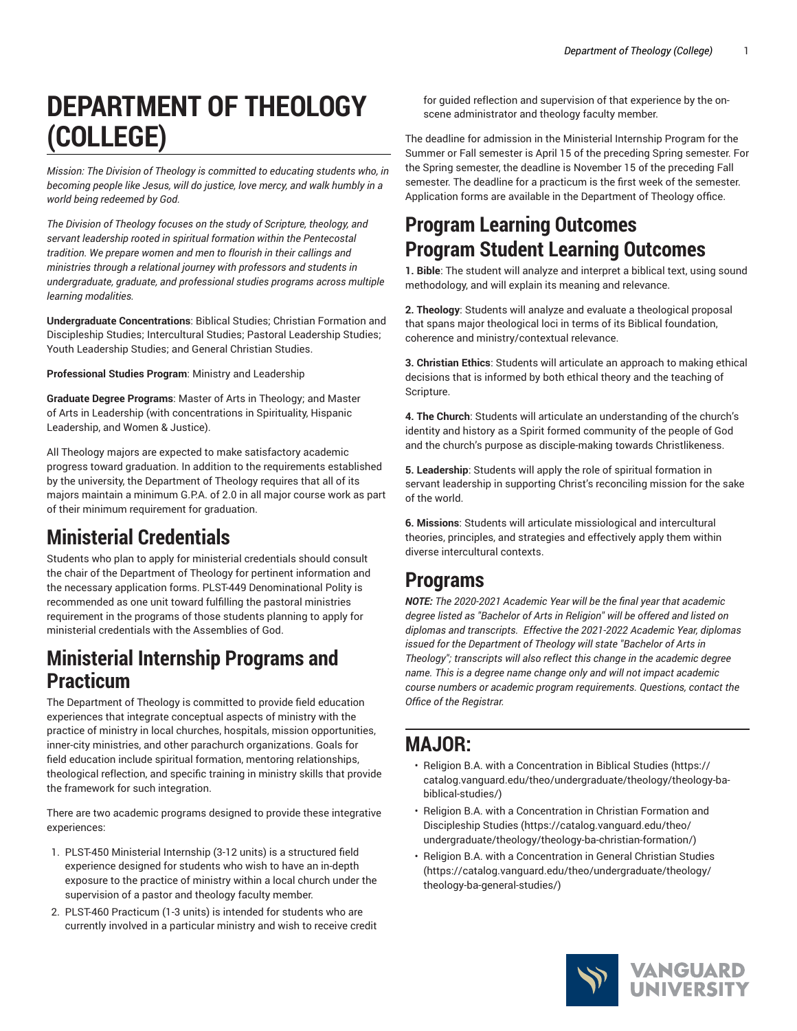# DEPARTMENT OF THEOLOGY (COLLEGE)

*Mission: The Division of Theology is committed to educating students who, in becoming people like Jesus, will do justice, love mercy, and walk humbly in a world being redeemed by God.*

*The Division of Theology focuses on the study of Scripture, theology, and servant leadership rooted in spiritual formation within the Pentecostal tradition. We prepare women and men to flourish in their callings and ministries through a relational journey with professors and students in undergraduate, graduate, and professional studies programs across multiple learning modalities.*

**Undergraduate Concentrations**: Biblical Studies; Christian Formation and Discipleship Studies; Intercultural Studies; Pastoral Leadership Studies; Youth Leadership Studies; and General Christian Studies.

**Professional Studies Program**: Ministry and Leadership

**Graduate Degree Programs**: Master of Arts in Theology; and Master of Arts in Leadership (with concentrations in Spirituality, Hispanic Leadership, and Women & Justice).

All Theology majors are expected to make satisfactory academic progress toward graduation. In addition to the requirements established by the university, the Department of Theology requires that all of its majors maintain a minimum G.P.A. of 2.0 in all major course work as part of their minimum requirement for graduation.

## Ministerial Credentials

Students who plan to apply for ministerial credentials should consult the chair of the Department of Theology for pertinent information and the necessary application forms. PLST-449 Denominational Polity is recommended as one unit toward fulfilling the pastoral ministries requirement in the programs of those students planning to apply for ministerial credentials with the Assemblies of God.

## Ministerial Internship Programs and Practicum

The Department of Theology is committed to provide field education experiences that integrate conceptual aspects of ministry with the practice of ministry in local churches, hospitals, mission opportunities, inner-city ministries, and other parachurch organizations. Goals for field education include spiritual formation, mentoring relationships, theological reflection, and specific training in ministry skills that provide the framework for such integration.

There are two academic programs designed to provide these integrative experiences:

1. PLST-450 Ministerial Internship (3-12 units) is a structured field experience designed for students who wish to have an in-depth exposure to the practice of ministry within a local church under the supervision of a pastor and theology faculty member.
2. PLST-460 Practicum (1-3 units) is intended for students who are currently involved in a particular ministry and wish to receive credit for guided reflection and supervision of that experience by the on-scene administrator and theology faculty member.

The deadline for admission in the Ministerial Internship Program for the Summer or Fall semester is April 15 of the preceding Spring semester. For the Spring semester, the deadline is November 15 of the preceding Fall semester. The deadline for a practicum is the first week of the semester. Application forms are available in the Department of Theology office.

## Program Learning Outcomes

## Program Student Learning Outcomes

**1. Bible**: The student will analyze and interpret a biblical text, using sound methodology, and will explain its meaning and relevance.

**2. Theology**: Students will analyze and evaluate a theological proposal that spans major theological loci in terms of its Biblical foundation, coherence and ministry/contextual relevance.

**3. Christian Ethics**: Students will articulate an approach to making ethical decisions that is informed by both ethical theory and the teaching of Scripture.

**4. The Church**: Students will articulate an understanding of the church's identity and history as a Spirit formed community of the people of God and the church's purpose as disciple-making towards Christlikeness.

**5. Leadership**: Students will apply the role of spiritual formation in servant leadership in supporting Christ's reconciling mission for the sake of the world.

**6. Missions**: Students will articulate missiological and intercultural theories, principles, and strategies and effectively apply them within diverse intercultural contexts.

## Programs

***NOTE:*** *The 2020-2021 Academic Year will be the final year that academic degree listed as "Bachelor of Arts in Religion" will be offered and listed on diplomas and transcripts. Effective the 2021-2022 Academic Year, diplomas issued for the Department of Theology will state "Bachelor of Arts in Theology"; transcripts will also reflect this change in the academic degree name. This is a degree name change only and will not impact academic course numbers or academic program requirements. Questions, contact the Office of the Registrar.*

## MAJOR:

- Religion B.A. with a Concentration in Biblical Studies (https://catalog.vanguard.edu/theo/undergraduate/theology/theology-ba-biblical-studies/)
- Religion B.A. with a Concentration in Christian Formation and Discipleship Studies (https://catalog.vanguard.edu/theo/undergraduate/theology/theology-ba-christian-formation/)
- Religion B.A. with a Concentration in General Christian Studies (https://catalog.vanguard.edu/theo/undergraduate/theology/theology-ba-general-studies/)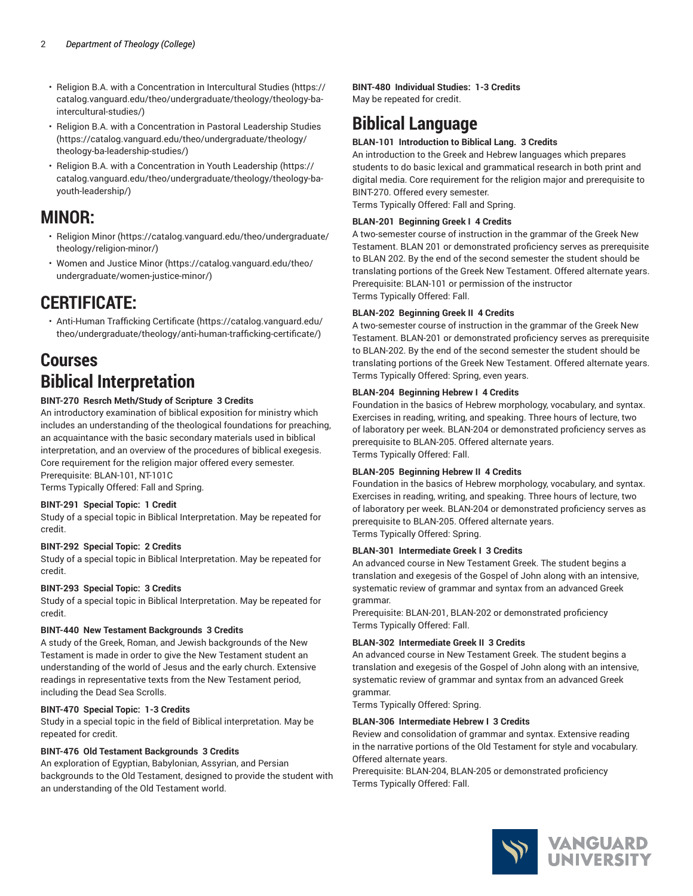- Religion B.A. with a Concentration in Intercultural Studies (https://catalog.vanguard.edu/theo/undergraduate/theology/theology-ba-intercultural-studies/)
- Religion B.A. with a Concentration in Pastoral Leadership Studies (https://catalog.vanguard.edu/theo/undergraduate/theology/theology-ba-leadership-studies/)
- Religion B.A. with a Concentration in Youth Leadership (https://catalog.vanguard.edu/theo/undergraduate/theology/theology-ba-youth-leadership/)

# MINOR:

- Religion Minor (https://catalog.vanguard.edu/theo/undergraduate/theology/religion-minor/)
- Women and Justice Minor (https://catalog.vanguard.edu/theo/undergraduate/women-justice-minor/)

# CERTIFICATE:

- Anti-Human Trafficking Certificate (https://catalog.vanguard.edu/theo/undergraduate/theology/anti-human-trafficking-certificate/)

# Courses

# Biblical Interpretation

**BINT-270 Resrch Meth/Study of Scripture 3 Credits**
An introductory examination of biblical exposition for ministry which includes an understanding of the theological foundations for preaching, an acquaintance with the basic secondary materials used in biblical interpretation, and an overview of the procedures of biblical exegesis. Core requirement for the religion major offered every semester.
Prerequisite: BLAN-101, NT-101C
Terms Typically Offered: Fall and Spring.

**BINT-291 Special Topic: 1 Credit**
Study of a special topic in Biblical Interpretation. May be repeated for credit.

**BINT-292 Special Topic: 2 Credits**
Study of a special topic in Biblical Interpretation. May be repeated for credit.

**BINT-293 Special Topic: 3 Credits**
Study of a special topic in Biblical Interpretation. May be repeated for credit.

**BINT-440 New Testament Backgrounds 3 Credits**
A study of the Greek, Roman, and Jewish backgrounds of the New Testament is made in order to give the New Testament student an understanding of the world of Jesus and the early church. Extensive readings in representative texts from the New Testament period, including the Dead Sea Scrolls.

**BINT-470 Special Topic: 1-3 Credits**
Study in a special topic in the field of Biblical interpretation. May be repeated for credit.

**BINT-476 Old Testament Backgrounds 3 Credits**
An exploration of Egyptian, Babylonian, Assyrian, and Persian backgrounds to the Old Testament, designed to provide the student with an understanding of the Old Testament world.

**BINT-480 Individual Studies: 1-3 Credits**
May be repeated for credit.

# Biblical Language

**BLAN-101 Introduction to Biblical Lang. 3 Credits**
An introduction to the Greek and Hebrew languages which prepares students to do basic lexical and grammatical research in both print and digital media. Core requirement for the religion major and prerequisite to BINT-270. Offered every semester.
Terms Typically Offered: Fall and Spring.

**BLAN-201 Beginning Greek I 4 Credits**
A two-semester course of instruction in the grammar of the Greek New Testament. BLAN 201 or demonstrated proficiency serves as prerequisite to BLAN 202. By the end of the second semester the student should be translating portions of the Greek New Testament. Offered alternate years.
Prerequisite: BLAN-101 or permission of the instructor
Terms Typically Offered: Fall.

**BLAN-202 Beginning Greek II 4 Credits**
A two-semester course of instruction in the grammar of the Greek New Testament. BLAN-201 or demonstrated proficiency serves as prerequisite to BLAN-202. By the end of the second semester the student should be translating portions of the Greek New Testament. Offered alternate years.
Terms Typically Offered: Spring, even years.

**BLAN-204 Beginning Hebrew I 4 Credits**
Foundation in the basics of Hebrew morphology, vocabulary, and syntax. Exercises in reading, writing, and speaking. Three hours of lecture, two of laboratory per week. BLAN-204 or demonstrated proficiency serves as prerequisite to BLAN-205. Offered alternate years.
Terms Typically Offered: Fall.

**BLAN-205 Beginning Hebrew II 4 Credits**
Foundation in the basics of Hebrew morphology, vocabulary, and syntax. Exercises in reading, writing, and speaking. Three hours of lecture, two of laboratory per week. BLAN-204 or demonstrated proficiency serves as prerequisite to BLAN-205. Offered alternate years.
Terms Typically Offered: Spring.

**BLAN-301 Intermediate Greek I 3 Credits**
An advanced course in New Testament Greek. The student begins a translation and exegesis of the Gospel of John along with an intensive, systematic review of grammar and syntax from an advanced Greek grammar.
Prerequisite: BLAN-201, BLAN-202 or demonstrated proficiency
Terms Typically Offered: Fall.

**BLAN-302 Intermediate Greek II 3 Credits**
An advanced course in New Testament Greek. The student begins a translation and exegesis of the Gospel of John along with an intensive, systematic review of grammar and syntax from an advanced Greek grammar.
Terms Typically Offered: Spring.

**BLAN-306 Intermediate Hebrew I 3 Credits**
Review and consolidation of grammar and syntax. Extensive reading in the narrative portions of the Old Testament for style and vocabulary. Offered alternate years.
Prerequisite: BLAN-204, BLAN-205 or demonstrated proficiency
Terms Typically Offered: Fall.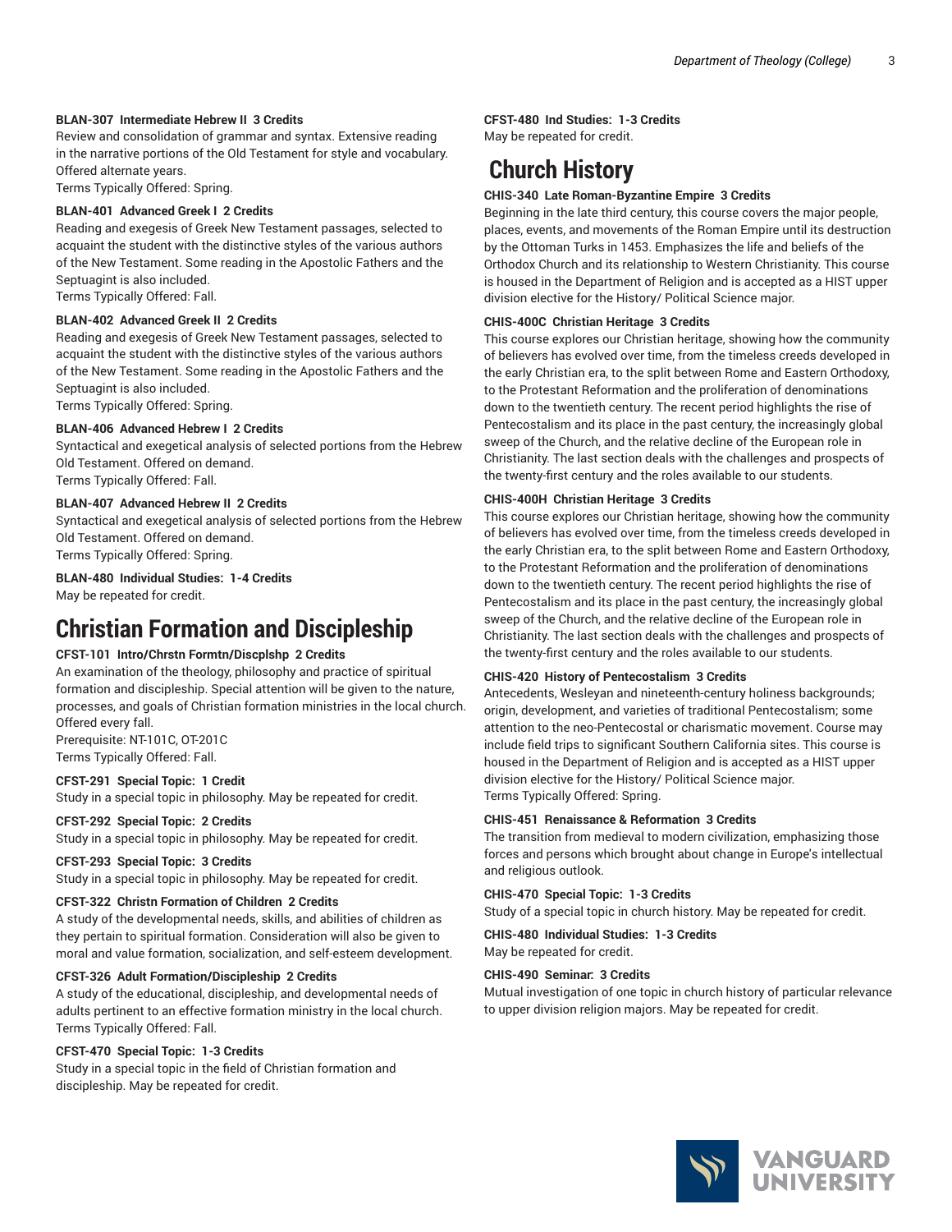**BLAN-307 Intermediate Hebrew II 3 Credits**
Review and consolidation of grammar and syntax. Extensive reading in the narrative portions of the Old Testament for style and vocabulary. Offered alternate years.
Terms Typically Offered: Spring.

**BLAN-401 Advanced Greek I 2 Credits**
Reading and exegesis of Greek New Testament passages, selected to acquaint the student with the distinctive styles of the various authors of the New Testament. Some reading in the Apostolic Fathers and the Septuagint is also included.
Terms Typically Offered: Fall.

**BLAN-402 Advanced Greek II 2 Credits**
Reading and exegesis of Greek New Testament passages, selected to acquaint the student with the distinctive styles of the various authors of the New Testament. Some reading in the Apostolic Fathers and the Septuagint is also included.
Terms Typically Offered: Spring.

**BLAN-406 Advanced Hebrew I 2 Credits**
Syntactical and exegetical analysis of selected portions from the Hebrew Old Testament. Offered on demand.
Terms Typically Offered: Fall.

**BLAN-407 Advanced Hebrew II 2 Credits**
Syntactical and exegetical analysis of selected portions from the Hebrew Old Testament. Offered on demand.
Terms Typically Offered: Spring.

**BLAN-480 Individual Studies: 1-4 Credits**
May be repeated for credit.

# Christian Formation and Discipleship

**CFST-101 Intro/Chrstn Formtn/Discplshp 2 Credits**
An examination of the theology, philosophy and practice of spiritual formation and discipleship. Special attention will be given to the nature, processes, and goals of Christian formation ministries in the local church. Offered every fall.
Prerequisite: NT-101C, OT-201C
Terms Typically Offered: Fall.

**CFST-291 Special Topic: 1 Credit**
Study in a special topic in philosophy. May be repeated for credit.

**CFST-292 Special Topic: 2 Credits**
Study in a special topic in philosophy. May be repeated for credit.

**CFST-293 Special Topic: 3 Credits**
Study in a special topic in philosophy. May be repeated for credit.

**CFST-322 Christn Formation of Children 2 Credits**
A study of the developmental needs, skills, and abilities of children as they pertain to spiritual formation. Consideration will also be given to moral and value formation, socialization, and self-esteem development.

**CFST-326 Adult Formation/Discipleship 2 Credits**
A study of the educational, discipleship, and developmental needs of adults pertinent to an effective formation ministry in the local church.
Terms Typically Offered: Fall.

**CFST-470 Special Topic: 1-3 Credits**
Study in a special topic in the field of Christian formation and discipleship. May be repeated for credit.

**CFST-480 Ind Studies: 1-3 Credits**
May be repeated for credit.

# Church History

**CHIS-340 Late Roman-Byzantine Empire 3 Credits**
Beginning in the late third century, this course covers the major people, places, events, and movements of the Roman Empire until its destruction by the Ottoman Turks in 1453. Emphasizes the life and beliefs of the Orthodox Church and its relationship to Western Christianity. This course is housed in the Department of Religion and is accepted as a HIST upper division elective for the History/ Political Science major.

**CHIS-400C Christian Heritage 3 Credits**
This course explores our Christian heritage, showing how the community of believers has evolved over time, from the timeless creeds developed in the early Christian era, to the split between Rome and Eastern Orthodoxy, to the Protestant Reformation and the proliferation of denominations down to the twentieth century. The recent period highlights the rise of Pentecostalism and its place in the past century, the increasingly global sweep of the Church, and the relative decline of the European role in Christianity. The last section deals with the challenges and prospects of the twenty-first century and the roles available to our students.

**CHIS-400H Christian Heritage 3 Credits**
This course explores our Christian heritage, showing how the community of believers has evolved over time, from the timeless creeds developed in the early Christian era, to the split between Rome and Eastern Orthodoxy, to the Protestant Reformation and the proliferation of denominations down to the twentieth century. The recent period highlights the rise of Pentecostalism and its place in the past century, the increasingly global sweep of the Church, and the relative decline of the European role in Christianity. The last section deals with the challenges and prospects of the twenty-first century and the roles available to our students.

**CHIS-420 History of Pentecostalism 3 Credits**
Antecedents, Wesleyan and nineteenth-century holiness backgrounds; origin, development, and varieties of traditional Pentecostalism; some attention to the neo-Pentecostal or charismatic movement. Course may include field trips to significant Southern California sites. This course is housed in the Department of Religion and is accepted as a HIST upper division elective for the History/ Political Science major.
Terms Typically Offered: Spring.

**CHIS-451 Renaissance & Reformation 3 Credits**
The transition from medieval to modern civilization, emphasizing those forces and persons which brought about change in Europe's intellectual and religious outlook.

**CHIS-470 Special Topic: 1-3 Credits**
Study of a special topic in church history. May be repeated for credit.

**CHIS-480 Individual Studies: 1-3 Credits**
May be repeated for credit.

**CHIS-490 Seminar: 3 Credits**
Mutual investigation of one topic in church history of particular relevance to upper division religion majors. May be repeated for credit.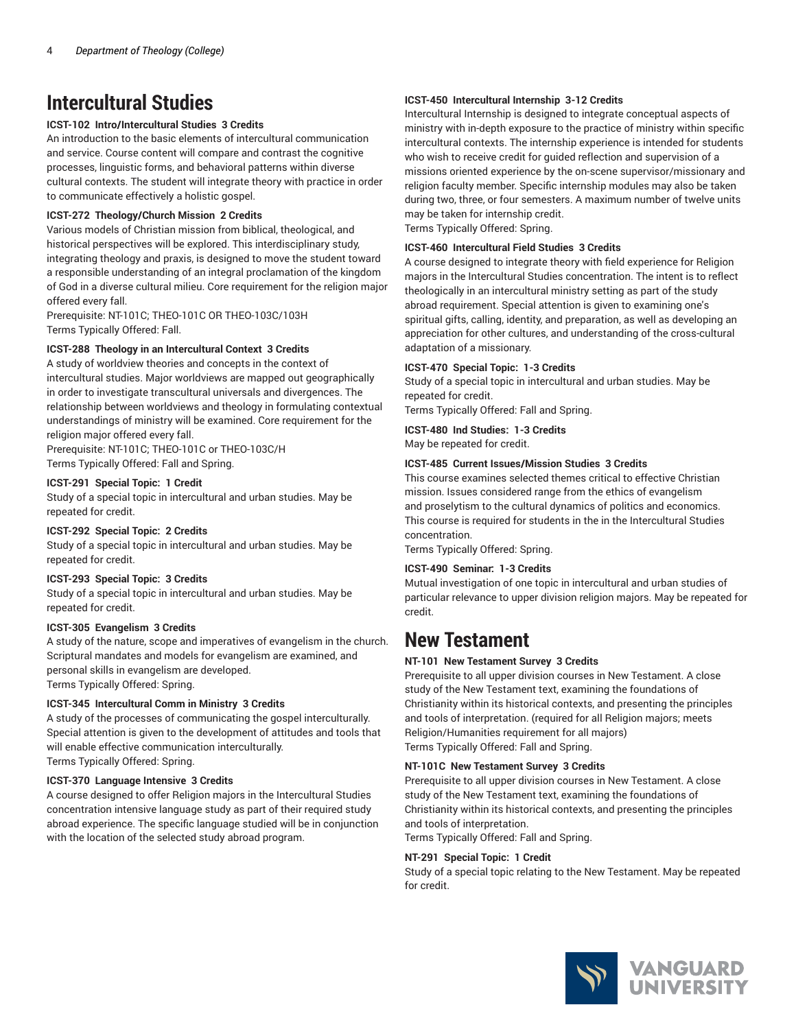# Intercultural Studies

**ICST-102 Intro/Intercultural Studies 3 Credits**

An introduction to the basic elements of intercultural communication and service. Course content will compare and contrast the cognitive processes, linguistic forms, and behavioral patterns within diverse cultural contexts. The student will integrate theory with practice in order to communicate effectively a holistic gospel.

**ICST-272 Theology/Church Mission 2 Credits**

Various models of Christian mission from biblical, theological, and historical perspectives will be explored. This interdisciplinary study, integrating theology and praxis, is designed to move the student toward a responsible understanding of an integral proclamation of the kingdom of God in a diverse cultural milieu. Core requirement for the religion major offered every fall.

Prerequisite: NT-101C; THEO-101C OR THEO-103C/103H

Terms Typically Offered: Fall.

**ICST-288 Theology in an Intercultural Context 3 Credits**

A study of worldview theories and concepts in the context of intercultural studies. Major worldviews are mapped out geographically in order to investigate transcultural universals and divergences. The relationship between worldviews and theology in formulating contextual understandings of ministry will be examined. Core requirement for the religion major offered every fall.

Prerequisite: NT-101C; THEO-101C or THEO-103C/H

Terms Typically Offered: Fall and Spring.

**ICST-291 Special Topic: 1 Credit**

Study of a special topic in intercultural and urban studies. May be repeated for credit.

**ICST-292 Special Topic: 2 Credits**

Study of a special topic in intercultural and urban studies. May be repeated for credit.

**ICST-293 Special Topic: 3 Credits**

Study of a special topic in intercultural and urban studies. May be repeated for credit.

**ICST-305 Evangelism 3 Credits**

A study of the nature, scope and imperatives of evangelism in the church. Scriptural mandates and models for evangelism are examined, and personal skills in evangelism are developed.

Terms Typically Offered: Spring.

**ICST-345 Intercultural Comm in Ministry 3 Credits**

A study of the processes of communicating the gospel interculturally. Special attention is given to the development of attitudes and tools that will enable effective communication interculturally.

Terms Typically Offered: Spring.

**ICST-370 Language Intensive 3 Credits**

A course designed to offer Religion majors in the Intercultural Studies concentration intensive language study as part of their required study abroad experience. The specific language studied will be in conjunction with the location of the selected study abroad program.

**ICST-450 Intercultural Internship 3-12 Credits**

Intercultural Internship is designed to integrate conceptual aspects of ministry with in-depth exposure to the practice of ministry within specific intercultural contexts. The internship experience is intended for students who wish to receive credit for guided reflection and supervision of a missions oriented experience by the on-scene supervisor/missionary and religion faculty member. Specific internship modules may also be taken during two, three, or four semesters. A maximum number of twelve units may be taken for internship credit.

Terms Typically Offered: Spring.

**ICST-460 Intercultural Field Studies 3 Credits**

A course designed to integrate theory with field experience for Religion majors in the Intercultural Studies concentration. The intent is to reflect theologically in an intercultural ministry setting as part of the study abroad requirement. Special attention is given to examining one's spiritual gifts, calling, identity, and preparation, as well as developing an appreciation for other cultures, and understanding of the cross-cultural adaptation of a missionary.

**ICST-470 Special Topic: 1-3 Credits**

Study of a special topic in intercultural and urban studies. May be repeated for credit.

Terms Typically Offered: Fall and Spring.

**ICST-480 Ind Studies: 1-3 Credits**

May be repeated for credit.

**ICST-485 Current Issues/Mission Studies 3 Credits**

This course examines selected themes critical to effective Christian mission. Issues considered range from the ethics of evangelism and proselytism to the cultural dynamics of politics and economics. This course is required for students in the in the Intercultural Studies concentration.

Terms Typically Offered: Spring.

**ICST-490 Seminar: 1-3 Credits**

Mutual investigation of one topic in intercultural and urban studies of particular relevance to upper division religion majors. May be repeated for credit.

# New Testament

**NT-101 New Testament Survey 3 Credits**

Prerequisite to all upper division courses in New Testament. A close study of the New Testament text, examining the foundations of Christianity within its historical contexts, and presenting the principles and tools of interpretation. (required for all Religion majors; meets Religion/Humanities requirement for all majors)

Terms Typically Offered: Fall and Spring.

**NT-101C New Testament Survey 3 Credits**

Prerequisite to all upper division courses in New Testament. A close study of the New Testament text, examining the foundations of Christianity within its historical contexts, and presenting the principles and tools of interpretation.

Terms Typically Offered: Fall and Spring.

**NT-291 Special Topic: 1 Credit**

Study of a special topic relating to the New Testament. May be repeated for credit.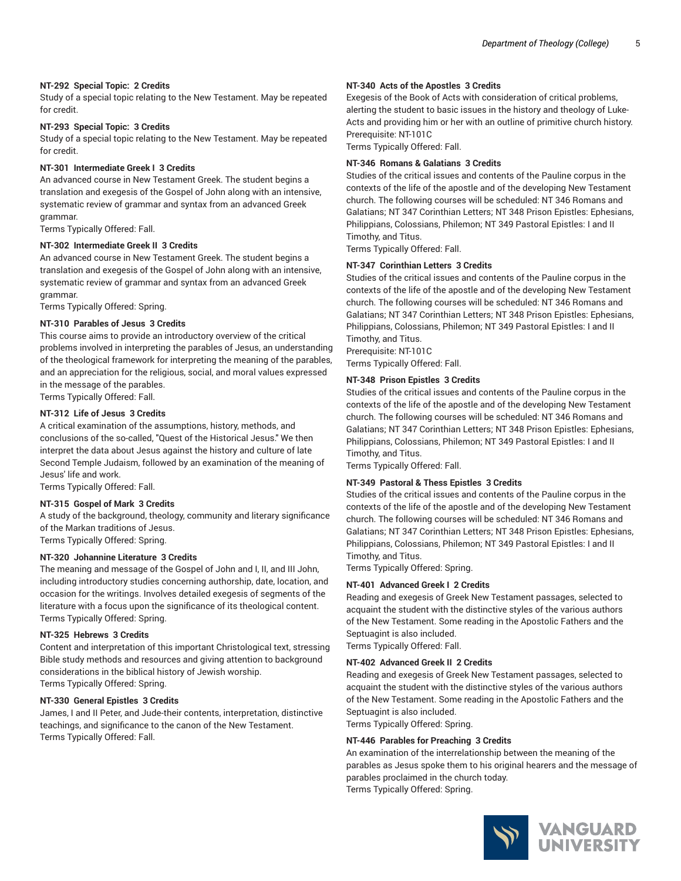**NT-292 Special Topic: 2 Credits**
Study of a special topic relating to the New Testament. May be repeated for credit.

**NT-293 Special Topic: 3 Credits**
Study of a special topic relating to the New Testament. May be repeated for credit.

**NT-301 Intermediate Greek I 3 Credits**
An advanced course in New Testament Greek. The student begins a translation and exegesis of the Gospel of John along with an intensive, systematic review of grammar and syntax from an advanced Greek grammar.
Terms Typically Offered: Fall.

**NT-302 Intermediate Greek II 3 Credits**
An advanced course in New Testament Greek. The student begins a translation and exegesis of the Gospel of John along with an intensive, systematic review of grammar and syntax from an advanced Greek grammar.
Terms Typically Offered: Spring.

**NT-310 Parables of Jesus 3 Credits**
This course aims to provide an introductory overview of the critical problems involved in interpreting the parables of Jesus, an understanding of the theological framework for interpreting the meaning of the parables, and an appreciation for the religious, social, and moral values expressed in the message of the parables.
Terms Typically Offered: Fall.

**NT-312 Life of Jesus 3 Credits**
A critical examination of the assumptions, history, methods, and conclusions of the so-called, "Quest of the Historical Jesus." We then interpret the data about Jesus against the history and culture of late Second Temple Judaism, followed by an examination of the meaning of Jesus' life and work.
Terms Typically Offered: Fall.

**NT-315 Gospel of Mark 3 Credits**
A study of the background, theology, community and literary significance of the Markan traditions of Jesus.
Terms Typically Offered: Spring.

**NT-320 Johannine Literature 3 Credits**
The meaning and message of the Gospel of John and I, II, and III John, including introductory studies concerning authorship, date, location, and occasion for the writings. Involves detailed exegesis of segments of the literature with a focus upon the significance of its theological content.
Terms Typically Offered: Spring.

**NT-325 Hebrews 3 Credits**
Content and interpretation of this important Christological text, stressing Bible study methods and resources and giving attention to background considerations in the biblical history of Jewish worship.
Terms Typically Offered: Spring.

**NT-330 General Epistles 3 Credits**
James, I and II Peter, and Jude-their contents, interpretation, distinctive teachings, and significance to the canon of the New Testament.
Terms Typically Offered: Fall.

**NT-340 Acts of the Apostles 3 Credits**
Exegesis of the Book of Acts with consideration of critical problems, alerting the student to basic issues in the history and theology of Luke-Acts and providing him or her with an outline of primitive church history.
Prerequisite: NT-101C
Terms Typically Offered: Fall.

**NT-346 Romans & Galatians 3 Credits**
Studies of the critical issues and contents of the Pauline corpus in the contexts of the life of the apostle and of the developing New Testament church. The following courses will be scheduled: NT 346 Romans and Galatians; NT 347 Corinthian Letters; NT 348 Prison Epistles: Ephesians, Philippians, Colossians, Philemon; NT 349 Pastoral Epistles: I and II Timothy, and Titus.
Terms Typically Offered: Fall.

**NT-347 Corinthian Letters 3 Credits**
Studies of the critical issues and contents of the Pauline corpus in the contexts of the life of the apostle and of the developing New Testament church. The following courses will be scheduled: NT 346 Romans and Galatians; NT 347 Corinthian Letters; NT 348 Prison Epistles: Ephesians, Philippians, Colossians, Philemon; NT 349 Pastoral Epistles: I and II Timothy, and Titus.
Prerequisite: NT-101C
Terms Typically Offered: Fall.

**NT-348 Prison Epistles 3 Credits**
Studies of the critical issues and contents of the Pauline corpus in the contexts of the life of the apostle and of the developing New Testament church. The following courses will be scheduled: NT 346 Romans and Galatians; NT 347 Corinthian Letters; NT 348 Prison Epistles: Ephesians, Philippians, Colossians, Philemon; NT 349 Pastoral Epistles: I and II Timothy, and Titus.
Terms Typically Offered: Fall.

**NT-349 Pastoral & Thess Epistles 3 Credits**
Studies of the critical issues and contents of the Pauline corpus in the contexts of the life of the apostle and of the developing New Testament church. The following courses will be scheduled: NT 346 Romans and Galatians; NT 347 Corinthian Letters; NT 348 Prison Epistles: Ephesians, Philippians, Colossians, Philemon; NT 349 Pastoral Epistles: I and II Timothy, and Titus.
Terms Typically Offered: Spring.

**NT-401 Advanced Greek I 2 Credits**
Reading and exegesis of Greek New Testament passages, selected to acquaint the student with the distinctive styles of the various authors of the New Testament. Some reading in the Apostolic Fathers and the Septuagint is also included.
Terms Typically Offered: Fall.

**NT-402 Advanced Greek II 2 Credits**
Reading and exegesis of Greek New Testament passages, selected to acquaint the student with the distinctive styles of the various authors of the New Testament. Some reading in the Apostolic Fathers and the Septuagint is also included.
Terms Typically Offered: Spring.

**NT-446 Parables for Preaching 3 Credits**
An examination of the interrelationship between the meaning of the parables as Jesus spoke them to his original hearers and the message of parables proclaimed in the church today.
Terms Typically Offered: Spring.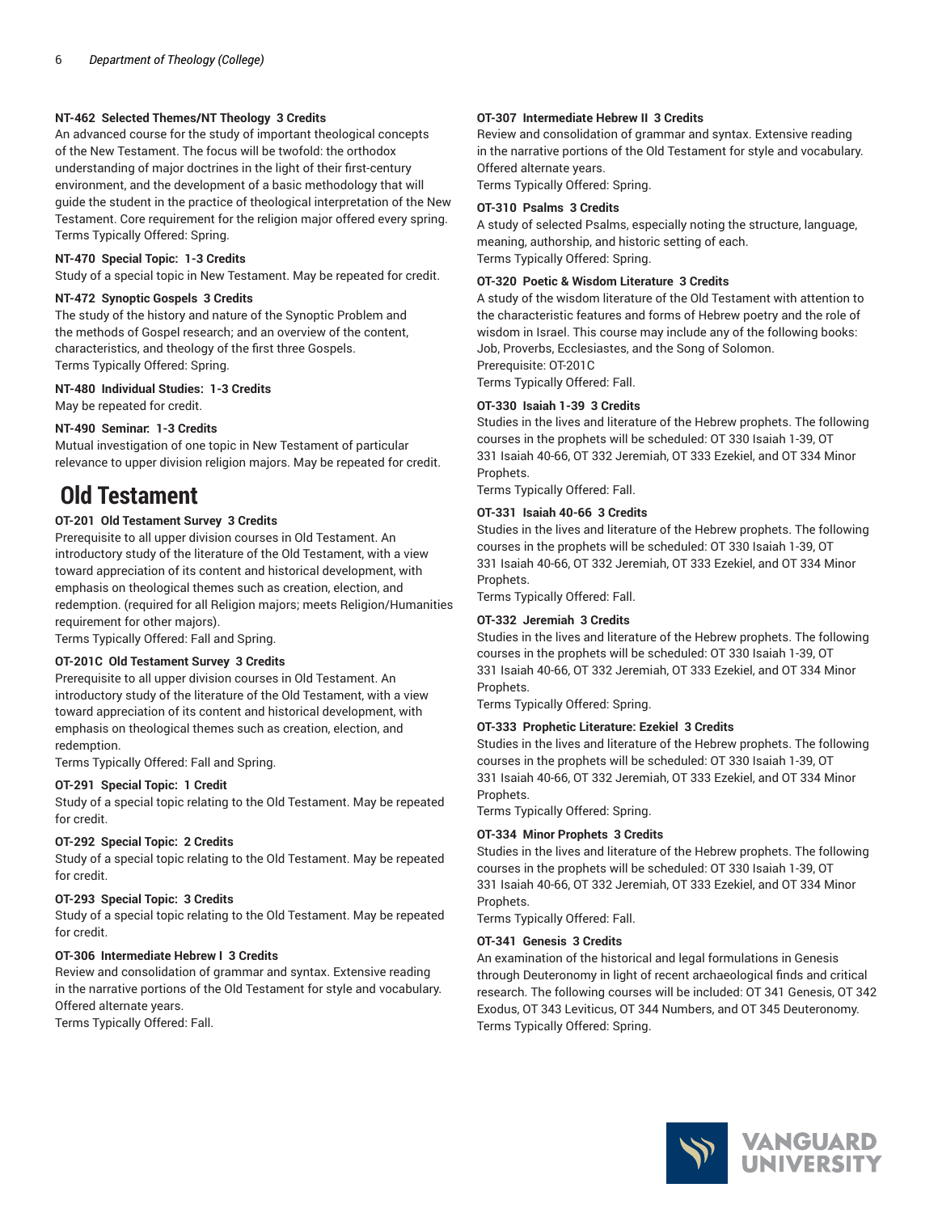**NT-462 Selected Themes/NT Theology 3 Credits**
An advanced course for the study of important theological concepts of the New Testament. The focus will be twofold: the orthodox understanding of major doctrines in the light of their first-century environment, and the development of a basic methodology that will guide the student in the practice of theological interpretation of the New Testament. Core requirement for the religion major offered every spring.
Terms Typically Offered: Spring.

**NT-470 Special Topic: 1-3 Credits**
Study of a special topic in New Testament. May be repeated for credit.

**NT-472 Synoptic Gospels 3 Credits**
The study of the history and nature of the Synoptic Problem and the methods of Gospel research; and an overview of the content, characteristics, and theology of the first three Gospels.
Terms Typically Offered: Spring.

**NT-480 Individual Studies: 1-3 Credits**
May be repeated for credit.

**NT-490 Seminar. 1-3 Credits**
Mutual investigation of one topic in New Testament of particular relevance to upper division religion majors. May be repeated for credit.

## Old Testament

**OT-201 Old Testament Survey 3 Credits**
Prerequisite to all upper division courses in Old Testament. An introductory study of the literature of the Old Testament, with a view toward appreciation of its content and historical development, with emphasis on theological themes such as creation, election, and redemption. (required for all Religion majors; meets Religion/Humanities requirement for other majors).
Terms Typically Offered: Fall and Spring.

**OT-201C Old Testament Survey 3 Credits**
Prerequisite to all upper division courses in Old Testament. An introductory study of the literature of the Old Testament, with a view toward appreciation of its content and historical development, with emphasis on theological themes such as creation, election, and redemption.
Terms Typically Offered: Fall and Spring.

**OT-291 Special Topic: 1 Credit**
Study of a special topic relating to the Old Testament. May be repeated for credit.

**OT-292 Special Topic: 2 Credits**
Study of a special topic relating to the Old Testament. May be repeated for credit.

**OT-293 Special Topic: 3 Credits**
Study of a special topic relating to the Old Testament. May be repeated for credit.

**OT-306 Intermediate Hebrew I 3 Credits**
Review and consolidation of grammar and syntax. Extensive reading in the narrative portions of the Old Testament for style and vocabulary. Offered alternate years.
Terms Typically Offered: Fall.

**OT-307 Intermediate Hebrew II 3 Credits**
Review and consolidation of grammar and syntax. Extensive reading in the narrative portions of the Old Testament for style and vocabulary. Offered alternate years.
Terms Typically Offered: Spring.

**OT-310 Psalms 3 Credits**
A study of selected Psalms, especially noting the structure, language, meaning, authorship, and historic setting of each.
Terms Typically Offered: Spring.

**OT-320 Poetic & Wisdom Literature 3 Credits**
A study of the wisdom literature of the Old Testament with attention to the characteristic features and forms of Hebrew poetry and the role of wisdom in Israel. This course may include any of the following books: Job, Proverbs, Ecclesiastes, and the Song of Solomon.
Prerequisite: OT-201C
Terms Typically Offered: Fall.

**OT-330 Isaiah 1-39 3 Credits**
Studies in the lives and literature of the Hebrew prophets. The following courses in the prophets will be scheduled: OT 330 Isaiah 1-39, OT 331 Isaiah 40-66, OT 332 Jeremiah, OT 333 Ezekiel, and OT 334 Minor Prophets.
Terms Typically Offered: Fall.

**OT-331 Isaiah 40-66 3 Credits**
Studies in the lives and literature of the Hebrew prophets. The following courses in the prophets will be scheduled: OT 330 Isaiah 1-39, OT 331 Isaiah 40-66, OT 332 Jeremiah, OT 333 Ezekiel, and OT 334 Minor Prophets.
Terms Typically Offered: Fall.

**OT-332 Jeremiah 3 Credits**
Studies in the lives and literature of the Hebrew prophets. The following courses in the prophets will be scheduled: OT 330 Isaiah 1-39, OT 331 Isaiah 40-66, OT 332 Jeremiah, OT 333 Ezekiel, and OT 334 Minor Prophets.
Terms Typically Offered: Spring.

**OT-333 Prophetic Literature: Ezekiel 3 Credits**
Studies in the lives and literature of the Hebrew prophets. The following courses in the prophets will be scheduled: OT 330 Isaiah 1-39, OT 331 Isaiah 40-66, OT 332 Jeremiah, OT 333 Ezekiel, and OT 334 Minor Prophets.
Terms Typically Offered: Spring.

**OT-334 Minor Prophets 3 Credits**
Studies in the lives and literature of the Hebrew prophets. The following courses in the prophets will be scheduled: OT 330 Isaiah 1-39, OT 331 Isaiah 40-66, OT 332 Jeremiah, OT 333 Ezekiel, and OT 334 Minor Prophets.
Terms Typically Offered: Fall.

**OT-341 Genesis 3 Credits**
An examination of the historical and legal formulations in Genesis through Deuteronomy in light of recent archaeological finds and critical research. The following courses will be included: OT 341 Genesis, OT 342 Exodus, OT 343 Leviticus, OT 344 Numbers, and OT 345 Deuteronomy.
Terms Typically Offered: Spring.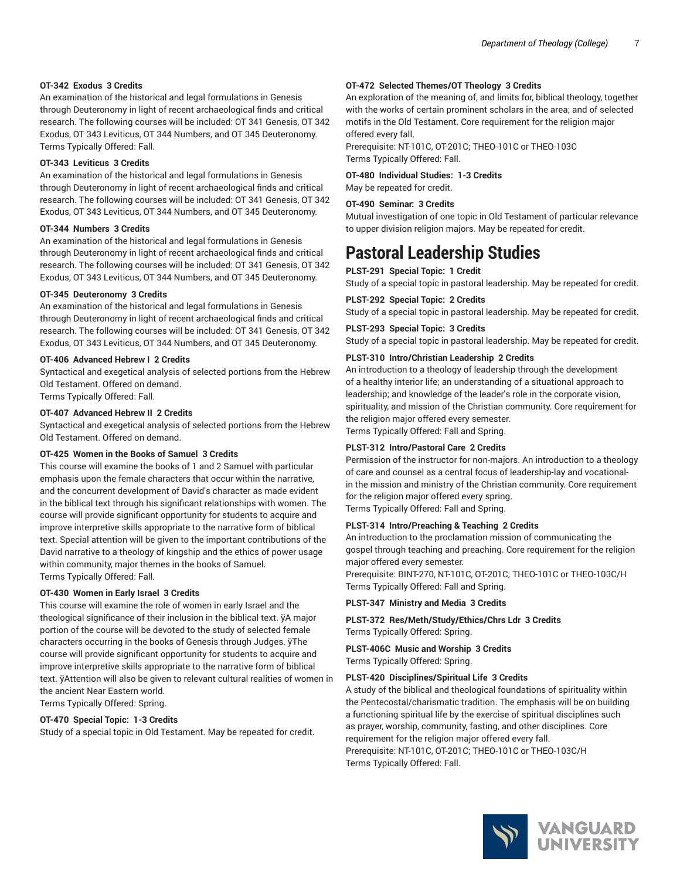**OT-342 Exodus 3 Credits**
An examination of the historical and legal formulations in Genesis through Deuteronomy in light of recent archaeological finds and critical research. The following courses will be included: OT 341 Genesis, OT 342 Exodus, OT 343 Leviticus, OT 344 Numbers, and OT 345 Deuteronomy.
Terms Typically Offered: Fall.

**OT-343 Leviticus 3 Credits**
An examination of the historical and legal formulations in Genesis through Deuteronomy in light of recent archaeological finds and critical research. The following courses will be included: OT 341 Genesis, OT 342 Exodus, OT 343 Leviticus, OT 344 Numbers, and OT 345 Deuteronomy.

**OT-344 Numbers 3 Credits**
An examination of the historical and legal formulations in Genesis through Deuteronomy in light of recent archaeological finds and critical research. The following courses will be included: OT 341 Genesis, OT 342 Exodus, OT 343 Leviticus, OT 344 Numbers, and OT 345 Deuteronomy.

**OT-345 Deuteronomy 3 Credits**
An examination of the historical and legal formulations in Genesis through Deuteronomy in light of recent archaeological finds and critical research. The following courses will be included: OT 341 Genesis, OT 342 Exodus, OT 343 Leviticus, OT 344 Numbers, and OT 345 Deuteronomy.

**OT-406 Advanced Hebrew I 2 Credits**
Syntactical and exegetical analysis of selected portions from the Hebrew Old Testament. Offered on demand.
Terms Typically Offered: Fall.

**OT-407 Advanced Hebrew II 2 Credits**
Syntactical and exegetical analysis of selected portions from the Hebrew Old Testament. Offered on demand.

**OT-425 Women in the Books of Samuel 3 Credits**
This course will examine the books of 1 and 2 Samuel with particular emphasis upon the female characters that occur within the narrative, and the concurrent development of David's character as made evident in the biblical text through his significant relationships with women. The course will provide significant opportunity for students to acquire and improve interpretive skills appropriate to the narrative form of biblical text. Special attention will be given to the important contributions of the David narrative to a theology of kingship and the ethics of power usage within community, major themes in the books of Samuel.
Terms Typically Offered: Fall.

**OT-430 Women in Early Israel 3 Credits**
This course will examine the role of women in early Israel and the theological significance of their inclusion in the biblical text. ÿA major portion of the course will be devoted to the study of selected female characters occurring in the books of Genesis through Judges. ÿThe course will provide significant opportunity for students to acquire and improve interpretive skills appropriate to the narrative form of biblical text. ÿAttention will also be given to relevant cultural realities of women in the ancient Near Eastern world.
Terms Typically Offered: Spring.

**OT-470 Special Topic: 1-3 Credits**
Study of a special topic in Old Testament. May be repeated for credit.

**OT-472 Selected Themes/OT Theology 3 Credits**
An exploration of the meaning of, and limits for, biblical theology, together with the works of certain prominent scholars in the area; and of selected motifs in the Old Testament. Core requirement for the religion major offered every fall.
Prerequisite: NT-101C, OT-201C; THEO-101C or THEO-103C
Terms Typically Offered: Fall.

**OT-480 Individual Studies: 1-3 Credits**
May be repeated for credit.

**OT-490 Seminar: 3 Credits**
Mutual investigation of one topic in Old Testament of particular relevance to upper division religion majors. May be repeated for credit.

# Pastoral Leadership Studies

**PLST-291 Special Topic: 1 Credit**
Study of a special topic in pastoral leadership. May be repeated for credit.

**PLST-292 Special Topic: 2 Credits**
Study of a special topic in pastoral leadership. May be repeated for credit.

**PLST-293 Special Topic: 3 Credits**
Study of a special topic in pastoral leadership. May be repeated for credit.

**PLST-310 Intro/Christian Leadership 2 Credits**
An introduction to a theology of leadership through the development of a healthy interior life; an understanding of a situational approach to leadership; and knowledge of the leader's role in the corporate vision, spirituality, and mission of the Christian community. Core requirement for the religion major offered every semester.
Terms Typically Offered: Fall and Spring.

**PLST-312 Intro/Pastoral Care 2 Credits**
Permission of the instructor for non-majors. An introduction to a theology of care and counsel as a central focus of leadership-lay and vocational-in the mission and ministry of the Christian community. Core requirement for the religion major offered every spring.
Terms Typically Offered: Fall and Spring.

**PLST-314 Intro/Preaching & Teaching 2 Credits**
An introduction to the proclamation mission of communicating the gospel through teaching and preaching. Core requirement for the religion major offered every semester.
Prerequisite: BINT-270, NT-101C, OT-201C; THEO-101C or THEO-103C/H
Terms Typically Offered: Fall and Spring.

**PLST-347 Ministry and Media 3 Credits**

**PLST-372 Res/Meth/Study/Ethics/Chrs Ldr 3 Credits**
Terms Typically Offered: Spring.

**PLST-406C Music and Worship 3 Credits**
Terms Typically Offered: Spring.

**PLST-420 Disciplines/Spiritual Life 3 Credits**
A study of the biblical and theological foundations of spirituality within the Pentecostal/charismatic tradition. The emphasis will be on building a functioning spiritual life by the exercise of spiritual disciplines such as prayer, worship, community, fasting, and other disciplines. Core requirement for the religion major offered every fall.
Prerequisite: NT-101C, OT-201C; THEO-101C or THEO-103C/H
Terms Typically Offered: Fall.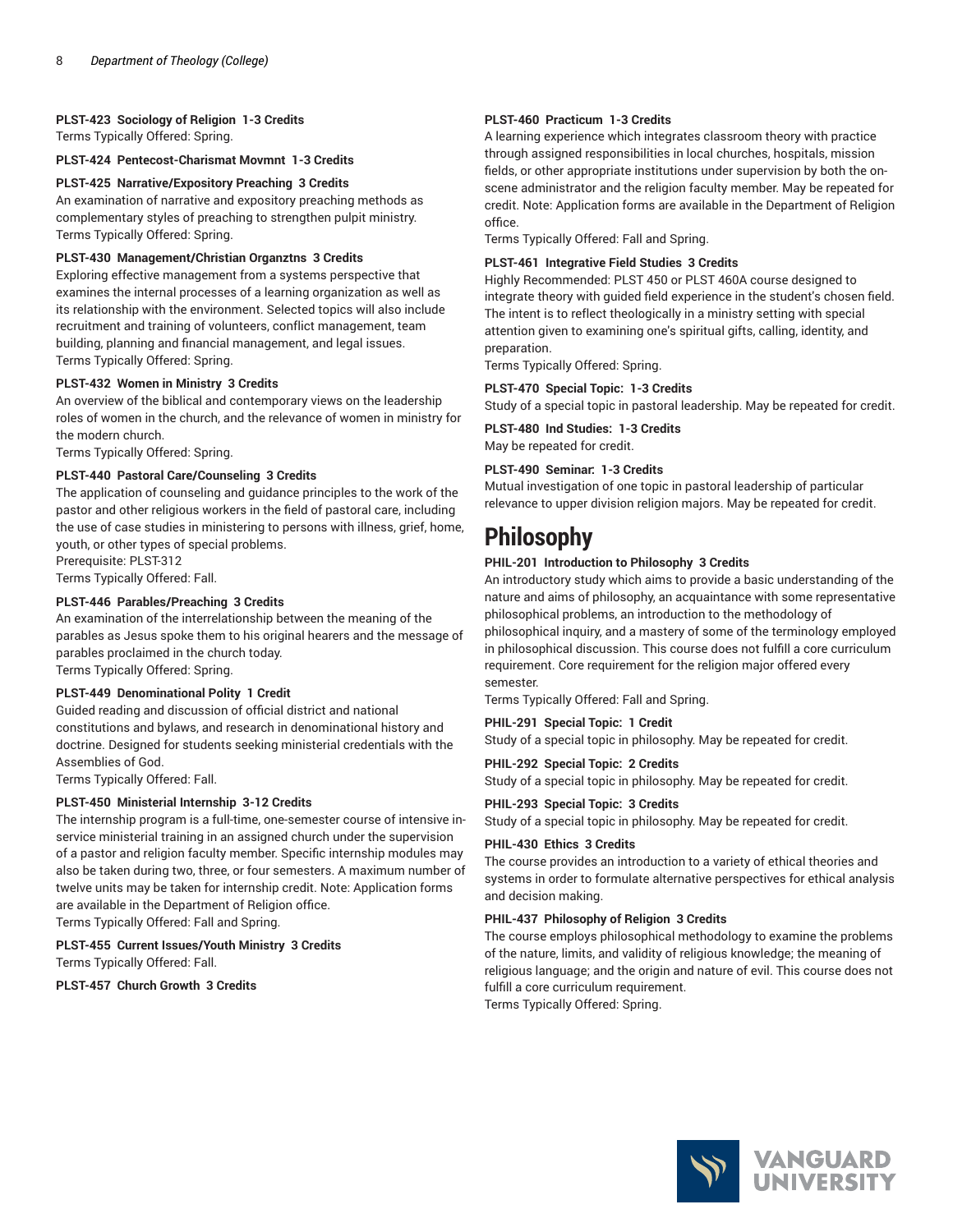**PLST-423 Sociology of Religion 1-3 Credits**
Terms Typically Offered: Spring.

**PLST-424 Pentecost-Charismat Movmnt 1-3 Credits**

**PLST-425 Narrative/Expository Preaching 3 Credits**
An examination of narrative and expository preaching methods as complementary styles of preaching to strengthen pulpit ministry.
Terms Typically Offered: Spring.

**PLST-430 Management/Christian Organztns 3 Credits**
Exploring effective management from a systems perspective that examines the internal processes of a learning organization as well as its relationship with the environment. Selected topics will also include recruitment and training of volunteers, conflict management, team building, planning and financial management, and legal issues.
Terms Typically Offered: Spring.

**PLST-432 Women in Ministry 3 Credits**
An overview of the biblical and contemporary views on the leadership roles of women in the church, and the relevance of women in ministry for the modern church.
Terms Typically Offered: Spring.

**PLST-440 Pastoral Care/Counseling 3 Credits**
The application of counseling and guidance principles to the work of the pastor and other religious workers in the field of pastoral care, including the use of case studies in ministering to persons with illness, grief, home, youth, or other types of special problems.
Prerequisite: PLST-312
Terms Typically Offered: Fall.

**PLST-446 Parables/Preaching 3 Credits**
An examination of the interrelationship between the meaning of the parables as Jesus spoke them to his original hearers and the message of parables proclaimed in the church today.
Terms Typically Offered: Spring.

**PLST-449 Denominational Polity 1 Credit**
Guided reading and discussion of official district and national constitutions and bylaws, and research in denominational history and doctrine. Designed for students seeking ministerial credentials with the Assemblies of God.
Terms Typically Offered: Fall.

**PLST-450 Ministerial Internship 3-12 Credits**
The internship program is a full-time, one-semester course of intensive in-service ministerial training in an assigned church under the supervision of a pastor and religion faculty member. Specific internship modules may also be taken during two, three, or four semesters. A maximum number of twelve units may be taken for internship credit. Note: Application forms are available in the Department of Religion office.
Terms Typically Offered: Fall and Spring.

**PLST-455 Current Issues/Youth Ministry 3 Credits**
Terms Typically Offered: Fall.

**PLST-457 Church Growth 3 Credits**

**PLST-460 Practicum 1-3 Credits**
A learning experience which integrates classroom theory with practice through assigned responsibilities in local churches, hospitals, mission fields, or other appropriate institutions under supervision by both the on-scene administrator and the religion faculty member. May be repeated for credit. Note: Application forms are available in the Department of Religion office.
Terms Typically Offered: Fall and Spring.

**PLST-461 Integrative Field Studies 3 Credits**
Highly Recommended: PLST 450 or PLST 460A course designed to integrate theory with guided field experience in the student's chosen field. The intent is to reflect theologically in a ministry setting with special attention given to examining one's spiritual gifts, calling, identity, and preparation.
Terms Typically Offered: Spring.

**PLST-470 Special Topic: 1-3 Credits**
Study of a special topic in pastoral leadership. May be repeated for credit.

**PLST-480 Ind Studies: 1-3 Credits**
May be repeated for credit.

**PLST-490 Seminar: 1-3 Credits**
Mutual investigation of one topic in pastoral leadership of particular relevance to upper division religion majors. May be repeated for credit.

# Philosophy

**PHIL-201 Introduction to Philosophy 3 Credits**
An introductory study which aims to provide a basic understanding of the nature and aims of philosophy, an acquaintance with some representative philosophical problems, an introduction to the methodology of philosophical inquiry, and a mastery of some of the terminology employed in philosophical discussion. This course does not fulfill a core curriculum requirement. Core requirement for the religion major offered every semester.
Terms Typically Offered: Fall and Spring.

**PHIL-291 Special Topic: 1 Credit**
Study of a special topic in philosophy. May be repeated for credit.

**PHIL-292 Special Topic: 2 Credits**
Study of a special topic in philosophy. May be repeated for credit.

**PHIL-293 Special Topic: 3 Credits**
Study of a special topic in philosophy. May be repeated for credit.

**PHIL-430 Ethics 3 Credits**
The course provides an introduction to a variety of ethical theories and systems in order to formulate alternative perspectives for ethical analysis and decision making.

**PHIL-437 Philosophy of Religion 3 Credits**
The course employs philosophical methodology to examine the problems of the nature, limits, and validity of religious knowledge; the meaning of religious language; and the origin and nature of evil. This course does not fulfill a core curriculum requirement.
Terms Typically Offered: Spring.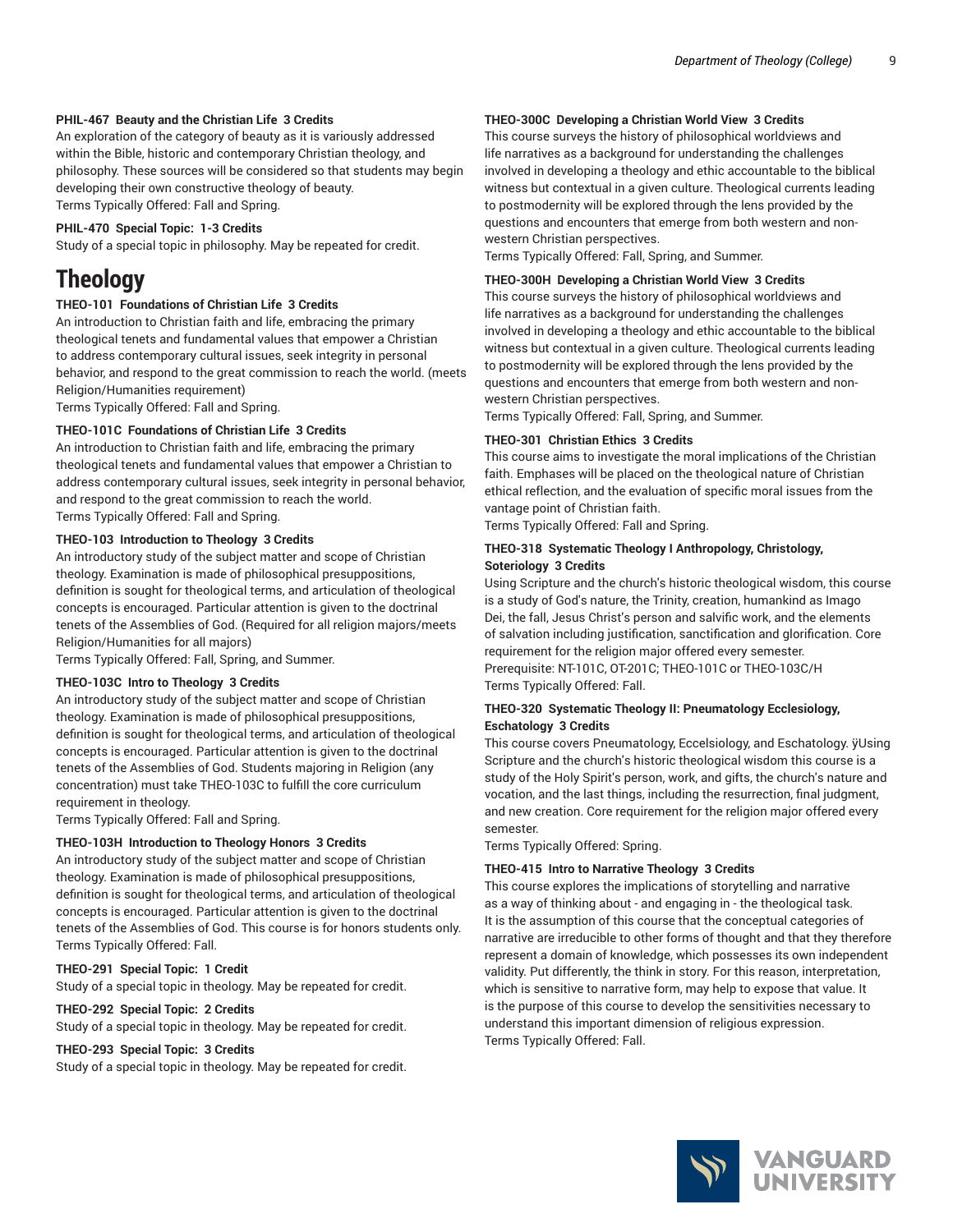**PHIL-467 Beauty and the Christian Life 3 Credits**
An exploration of the category of beauty as it is variously addressed within the Bible, historic and contemporary Christian theology, and philosophy. These sources will be considered so that students may begin developing their own constructive theology of beauty.
Terms Typically Offered: Fall and Spring.

**PHIL-470 Special Topic: 1-3 Credits**
Study of a special topic in philosophy. May be repeated for credit.

# Theology

**THEO-101 Foundations of Christian Life 3 Credits**
An introduction to Christian faith and life, embracing the primary theological tenets and fundamental values that empower a Christian to address contemporary cultural issues, seek integrity in personal behavior, and respond to the great commission to reach the world. (meets Religion/Humanities requirement)
Terms Typically Offered: Fall and Spring.

**THEO-101C Foundations of Christian Life 3 Credits**
An introduction to Christian faith and life, embracing the primary theological tenets and fundamental values that empower a Christian to address contemporary cultural issues, seek integrity in personal behavior, and respond to the great commission to reach the world.
Terms Typically Offered: Fall and Spring.

**THEO-103 Introduction to Theology 3 Credits**
An introductory study of the subject matter and scope of Christian theology. Examination is made of philosophical presuppositions, definition is sought for theological terms, and articulation of theological concepts is encouraged. Particular attention is given to the doctrinal tenets of the Assemblies of God. (Required for all religion majors/meets Religion/Humanities for all majors)
Terms Typically Offered: Fall, Spring, and Summer.

**THEO-103C Intro to Theology 3 Credits**
An introductory study of the subject matter and scope of Christian theology. Examination is made of philosophical presuppositions, definition is sought for theological terms, and articulation of theological concepts is encouraged. Particular attention is given to the doctrinal tenets of the Assemblies of God. Students majoring in Religion (any concentration) must take THEO-103C to fulfill the core curriculum requirement in theology.
Terms Typically Offered: Fall and Spring.

**THEO-103H Introduction to Theology Honors 3 Credits**
An introductory study of the subject matter and scope of Christian theology. Examination is made of philosophical presuppositions, definition is sought for theological terms, and articulation of theological concepts is encouraged. Particular attention is given to the doctrinal tenets of the Assemblies of God. This course is for honors students only.
Terms Typically Offered: Fall.

**THEO-291 Special Topic: 1 Credit**
Study of a special topic in theology. May be repeated for credit.

**THEO-292 Special Topic: 2 Credits**
Study of a special topic in theology. May be repeated for credit.

**THEO-293 Special Topic: 3 Credits**
Study of a special topic in theology. May be repeated for credit.

**THEO-300C Developing a Christian World View 3 Credits**
This course surveys the history of philosophical worldviews and life narratives as a background for understanding the challenges involved in developing a theology and ethic accountable to the biblical witness but contextual in a given culture. Theological currents leading to postmodernity will be explored through the lens provided by the questions and encounters that emerge from both western and non-western Christian perspectives.
Terms Typically Offered: Fall, Spring, and Summer.

**THEO-300H Developing a Christian World View 3 Credits**
This course surveys the history of philosophical worldviews and life narratives as a background for understanding the challenges involved in developing a theology and ethic accountable to the biblical witness but contextual in a given culture. Theological currents leading to postmodernity will be explored through the lens provided by the questions and encounters that emerge from both western and non-western Christian perspectives.
Terms Typically Offered: Fall, Spring, and Summer.

**THEO-301 Christian Ethics 3 Credits**
This course aims to investigate the moral implications of the Christian faith. Emphases will be placed on the theological nature of Christian ethical reflection, and the evaluation of specific moral issues from the vantage point of Christian faith.
Terms Typically Offered: Fall and Spring.

**THEO-318 Systematic Theology I Anthropology, Christology, Soteriology 3 Credits**
Using Scripture and the church's historic theological wisdom, this course is a study of God's nature, the Trinity, creation, humankind as Imago Dei, the fall, Jesus Christ's person and salvific work, and the elements of salvation including justification, sanctification and glorification. Core requirement for the religion major offered every semester.
Prerequisite: NT-101C, OT-201C; THEO-101C or THEO-103C/H
Terms Typically Offered: Fall.

**THEO-320 Systematic Theology II: Pneumatology Ecclesiology, Eschatology 3 Credits**
This course covers Pneumatology, Eccelsiology, and Eschatology. ÿUsing Scripture and the church's historic theological wisdom this course is a study of the Holy Spirit's person, work, and gifts, the church's nature and vocation, and the last things, including the resurrection, final judgment, and new creation. Core requirement for the religion major offered every semester.
Terms Typically Offered: Spring.

**THEO-415 Intro to Narrative Theology 3 Credits**
This course explores the implications of storytelling and narrative as a way of thinking about - and engaging in - the theological task. It is the assumption of this course that the conceptual categories of narrative are irreducible to other forms of thought and that they therefore represent a domain of knowledge, which possesses its own independent validity. Put differently, the think in story. For this reason, interpretation, which is sensitive to narrative form, may help to expose that value. It is the purpose of this course to develop the sensitivities necessary to understand this important dimension of religious expression.
Terms Typically Offered: Fall.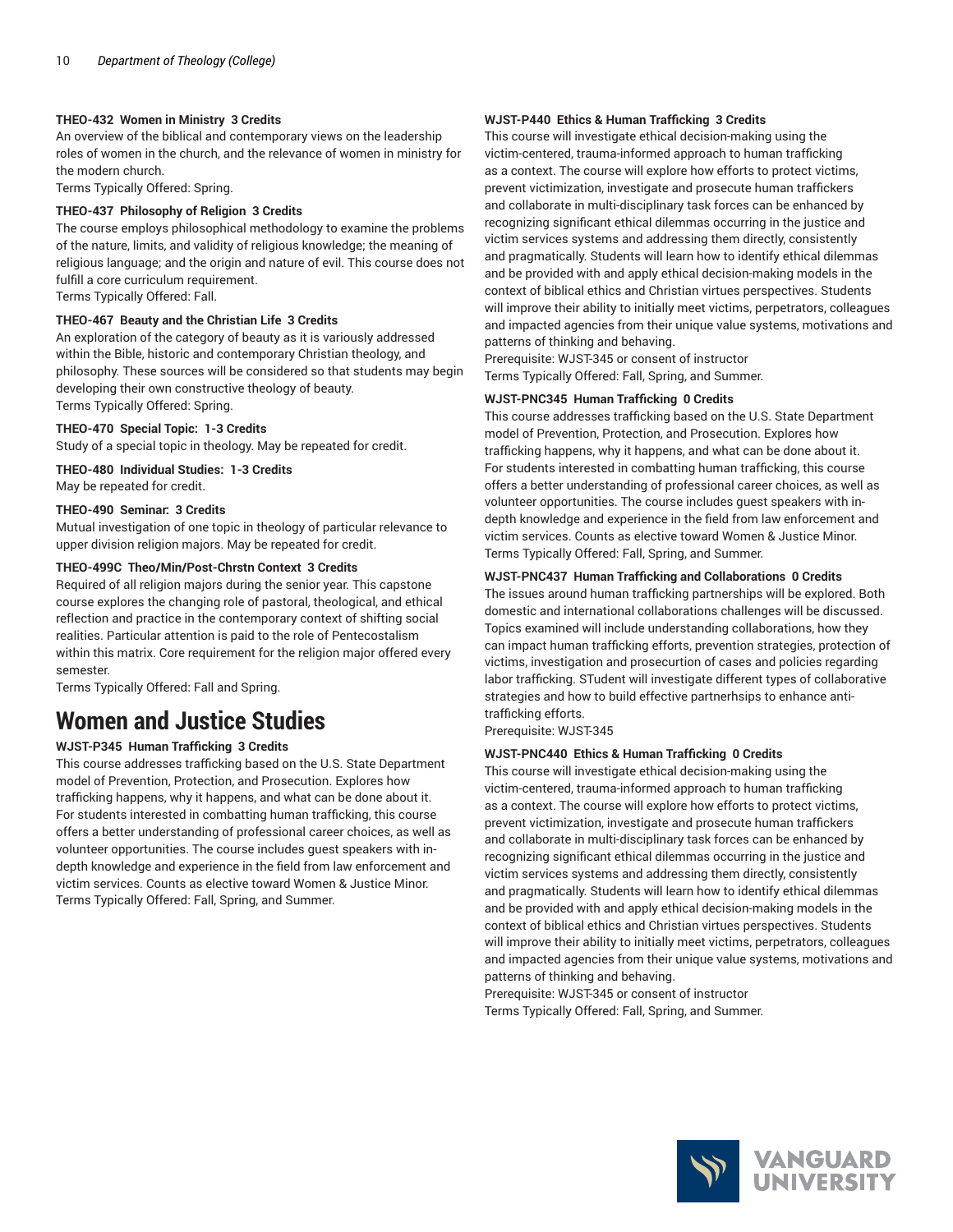**THEO-432 Women in Ministry 3 Credits**
An overview of the biblical and contemporary views on the leadership roles of women in the church, and the relevance of women in ministry for the modern church.
Terms Typically Offered: Spring.

**THEO-437 Philosophy of Religion 3 Credits**
The course employs philosophical methodology to examine the problems of the nature, limits, and validity of religious knowledge; the meaning of religious language; and the origin and nature of evil. This course does not fulfill a core curriculum requirement.
Terms Typically Offered: Fall.

**THEO-467 Beauty and the Christian Life 3 Credits**
An exploration of the category of beauty as it is variously addressed within the Bible, historic and contemporary Christian theology, and philosophy. These sources will be considered so that students may begin developing their own constructive theology of beauty.
Terms Typically Offered: Spring.

**THEO-470 Special Topic: 1-3 Credits**
Study of a special topic in theology. May be repeated for credit.

**THEO-480 Individual Studies: 1-3 Credits**
May be repeated for credit.

**THEO-490 Seminar: 3 Credits**
Mutual investigation of one topic in theology of particular relevance to upper division religion majors. May be repeated for credit.

**THEO-499C Theo/Min/Post-Chrstn Context 3 Credits**
Required of all religion majors during the senior year. This capstone course explores the changing role of pastoral, theological, and ethical reflection and practice in the contemporary context of shifting social realities. Particular attention is paid to the role of Pentecostalism within this matrix. Core requirement for the religion major offered every semester.
Terms Typically Offered: Fall and Spring.

# Women and Justice Studies

**WJST-P345 Human Trafficking 3 Credits**
This course addresses trafficking based on the U.S. State Department model of Prevention, Protection, and Prosecution. Explores how trafficking happens, why it happens, and what can be done about it. For students interested in combatting human trafficking, this course offers a better understanding of professional career choices, as well as volunteer opportunities. The course includes guest speakers with in-depth knowledge and experience in the field from law enforcement and victim services. Counts as elective toward Women & Justice Minor.
Terms Typically Offered: Fall, Spring, and Summer.

**WJST-P440 Ethics & Human Trafficking 3 Credits**
This course will investigate ethical decision-making using the victim-centered, trauma-informed approach to human trafficking as a context. The course will explore how efforts to protect victims, prevent victimization, investigate and prosecute human traffickers and collaborate in multi-disciplinary task forces can be enhanced by recognizing significant ethical dilemmas occurring in the justice and victim services systems and addressing them directly, consistently and pragmatically. Students will learn how to identify ethical dilemmas and be provided with and apply ethical decision-making models in the context of biblical ethics and Christian virtues perspectives. Students will improve their ability to initially meet victims, perpetrators, colleagues and impacted agencies from their unique value systems, motivations and patterns of thinking and behaving.
Prerequisite: WJST-345 or consent of instructor
Terms Typically Offered: Fall, Spring, and Summer.

**WJST-PNC345 Human Trafficking 0 Credits**
This course addresses trafficking based on the U.S. State Department model of Prevention, Protection, and Prosecution. Explores how trafficking happens, why it happens, and what can be done about it. For students interested in combatting human trafficking, this course offers a better understanding of professional career choices, as well as volunteer opportunities. The course includes guest speakers with in-depth knowledge and experience in the field from law enforcement and victim services. Counts as elective toward Women & Justice Minor.
Terms Typically Offered: Fall, Spring, and Summer.

**WJST-PNC437 Human Trafficking and Collaborations 0 Credits**
The issues around human trafficking partnerships will be explored. Both domestic and international collaborations challenges will be discussed. Topics examined will include understanding collaborations, how they can impact human trafficking efforts, prevention strategies, protection of victims, investigation and prosecurtion of cases and policies regarding labor trafficking. STudent will investigate different types of collaborative strategies and how to build effective partnerhsips to enhance anti-trafficking efforts.
Prerequisite: WJST-345

**WJST-PNC440 Ethics & Human Trafficking 0 Credits**
This course will investigate ethical decision-making using the victim-centered, trauma-informed approach to human trafficking as a context. The course will explore how efforts to protect victims, prevent victimization, investigate and prosecute human traffickers and collaborate in multi-disciplinary task forces can be enhanced by recognizing significant ethical dilemmas occurring in the justice and victim services systems and addressing them directly, consistently and pragmatically. Students will learn how to identify ethical dilemmas and be provided with and apply ethical decision-making models in the context of biblical ethics and Christian virtues perspectives. Students will improve their ability to initially meet victims, perpetrators, colleagues and impacted agencies from their unique value systems, motivations and patterns of thinking and behaving.
Prerequisite: WJST-345 or consent of instructor
Terms Typically Offered: Fall, Spring, and Summer.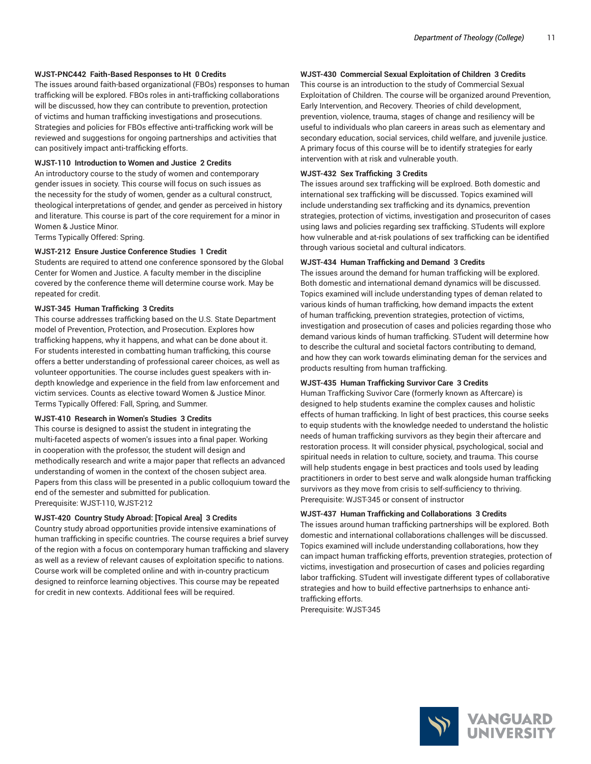**WJST-PNC442 Faith-Based Responses to Ht 0 Credits**

The issues around faith-based organizational (FBOs) responses to human trafficking will be explored. FBOs roles in anti-trafficking collaborations will be discussed, how they can contribute to prevention, protection of victims and human trafficking investigations and prosecutions. Strategies and policies for FBOs effective anti-trafficking work will be reviewed and suggestions for ongoing partnerships and activities that can positively impact anti-trafficking efforts.

**WJST-110 Introduction to Women and Justice 2 Credits**

An introductory course to the study of women and contemporary gender issues in society. This course will focus on such issues as the necessity for the study of women, gender as a cultural construct, theological interpretations of gender, and gender as perceived in history and literature. This course is part of the core requirement for a minor in Women & Justice Minor.
Terms Typically Offered: Spring.

**WJST-212 Ensure Justice Conference Studies 1 Credit**

Students are required to attend one conference sponsored by the Global Center for Women and Justice. A faculty member in the discipline covered by the conference theme will determine course work. May be repeated for credit.

**WJST-345 Human Trafficking 3 Credits**

This course addresses trafficking based on the U.S. State Department model of Prevention, Protection, and Prosecution. Explores how trafficking happens, why it happens, and what can be done about it. For students interested in combatting human trafficking, this course offers a better understanding of professional career choices, as well as volunteer opportunities. The course includes guest speakers with in-depth knowledge and experience in the field from law enforcement and victim services. Counts as elective toward Women & Justice Minor.
Terms Typically Offered: Fall, Spring, and Summer.

**WJST-410 Research in Women's Studies 3 Credits**

This course is designed to assist the student in integrating the multi-faceted aspects of women's issues into a final paper. Working in cooperation with the professor, the student will design and methodically research and write a major paper that reflects an advanced understanding of women in the context of the chosen subject area. Papers from this class will be presented in a public colloquium toward the end of the semester and submitted for publication.
Prerequisite: WJST-110, WJST-212

**WJST-420 Country Study Abroad: [Topical Area] 3 Credits**

Country study abroad opportunities provide intensive examinations of human trafficking in specific countries. The course requires a brief survey of the region with a focus on contemporary human trafficking and slavery as well as a review of relevant causes of exploitation specific to nations. Course work will be completed online and with in-country practicum designed to reinforce learning objectives. This course may be repeated for credit in new contexts. Additional fees will be required.

**WJST-430 Commercial Sexual Exploitation of Children 3 Credits**

This course is an introduction to the study of Commercial Sexual Exploitation of Children. The course will be organized around Prevention, Early Intervention, and Recovery. Theories of child development, prevention, violence, trauma, stages of change and resiliency will be useful to individuals who plan careers in areas such as elementary and secondary education, social services, child welfare, and juvenile justice. A primary focus of this course will be to identify strategies for early intervention with at risk and vulnerable youth.

**WJST-432 Sex Trafficking 3 Credits**

The issues around sex trafficking will be explroed. Both domestic and international sex trafficking will be discussed. Topics examined will include understanding sex trafficking and its dynamics, prevention strategies, protection of victims, investigation and prosecuriton of cases using laws and policies regarding sex trafficking. STudents will explore how vulnerable and at-risk poulations of sex trafficking can be identified through various societal and cultural indicators.

**WJST-434 Human Trafficking and Demand 3 Credits**

The issues around the demand for human trafficking will be explored. Both domestic and international demand dynamics will be discussed. Topics examined will include understanding types of deman related to various kinds of human trafficking, how demand impacts the extent of human trafficking, prevention strategies, protection of victims, investigation and prosecution of cases and policies regarding those who demand various kinds of human trafficking. STudent will determine how to describe the cultural and societal factors contributing to demand, and how they can work towards eliminating deman for the services and products resulting from human trafficking.

**WJST-435 Human Trafficking Survivor Care 3 Credits**

Human Trafficking Suvivor Care (formerly known as Aftercare) is designed to help students examine the complex causes and holistic effects of human trafficking. In light of best practices, this course seeks to equip students with the knowledge needed to understand the holistic needs of human trafficking survivors as they begin their aftercare and restoration process. It will consider physical, psychological, social and spiritual needs in relation to culture, society, and trauma. This course will help students engage in best practices and tools used by leading practitioners in order to best serve and walk alongside human trafficking survivors as they move from crisis to self-sufficiency to thriving.
Prerequisite: WJST-345 or consent of instructor

**WJST-437 Human Trafficking and Collaborations 3 Credits**

The issues around human trafficking partnerships will be explored. Both domestic and international collaborations challenges will be discussed. Topics examined will include understanding collaborations, how they can impact human trafficking efforts, prevention strategies, protection of victims, investigation and prosecurtion of cases and policies regarding labor trafficking. STudent will investigate different types of collaborative strategies and how to build effective partnerhsips to enhance anti-trafficking efforts.
Prerequisite: WJST-345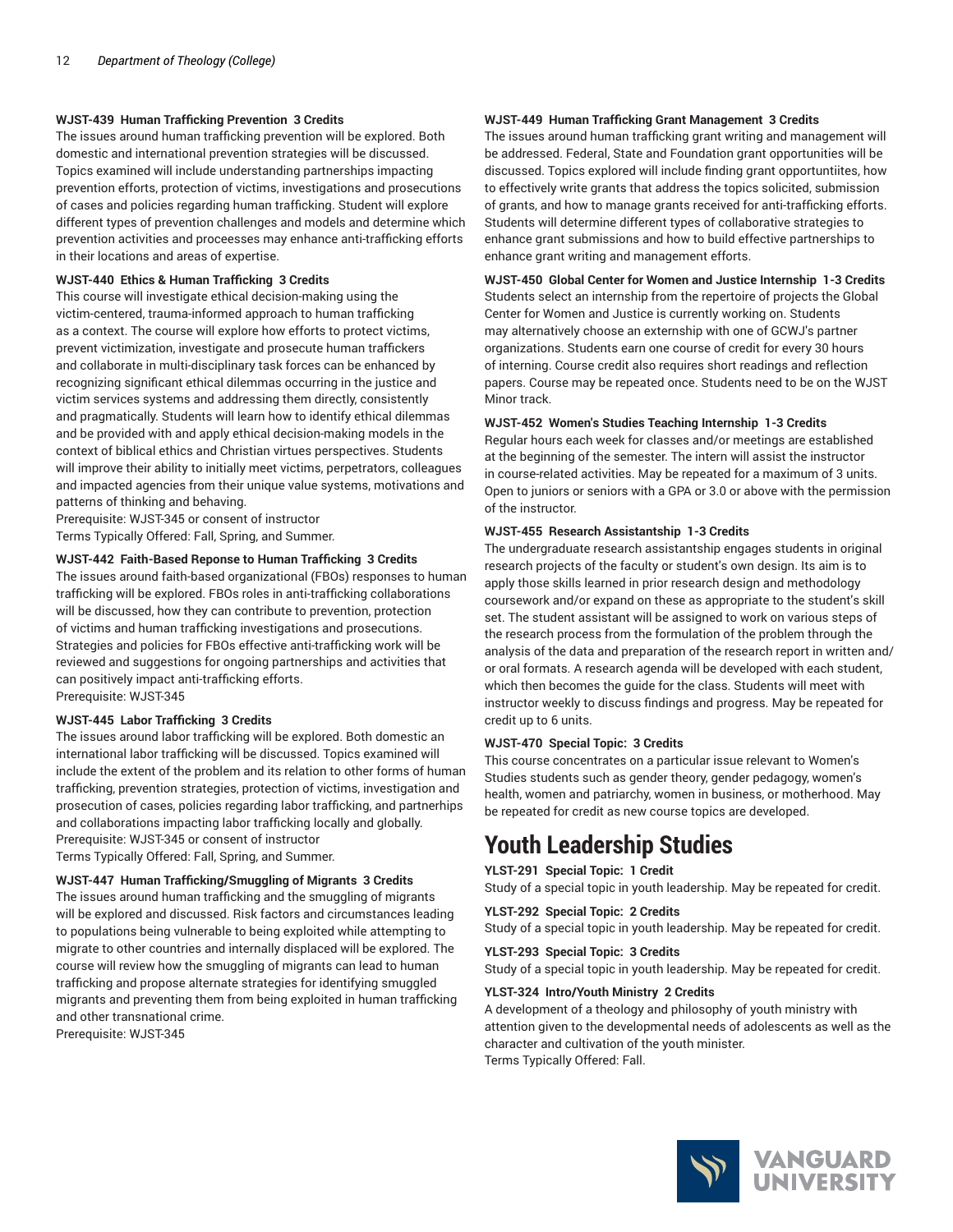**WJST-439 Human Trafficking Prevention 3 Credits**
The issues around human trafficking prevention will be explored. Both domestic and international prevention strategies will be discussed. Topics examined will include understanding partnerships impacting prevention efforts, protection of victims, investigations and prosecutions of cases and policies regarding human trafficking. Student will explore different types of prevention challenges and models and determine which prevention activities and proceesses may enhance anti-trafficking efforts in their locations and areas of expertise.

**WJST-440 Ethics & Human Trafficking 3 Credits**
This course will investigate ethical decision-making using the victim-centered, trauma-informed approach to human trafficking as a context. The course will explore how efforts to protect victims, prevent victimization, investigate and prosecute human traffickers and collaborate in multi-disciplinary task forces can be enhanced by recognizing significant ethical dilemmas occurring in the justice and victim services systems and addressing them directly, consistently and pragmatically. Students will learn how to identify ethical dilemmas and be provided with and apply ethical decision-making models in the context of biblical ethics and Christian virtues perspectives. Students will improve their ability to initially meet victims, perpetrators, colleagues and impacted agencies from their unique value systems, motivations and patterns of thinking and behaving.
Prerequisite: WJST-345 or consent of instructor
Terms Typically Offered: Fall, Spring, and Summer.

**WJST-442 Faith-Based Reponse to Human Trafficking 3 Credits**
The issues around faith-based organizational (FBOs) responses to human trafficking will be explored. FBOs roles in anti-trafficking collaborations will be discussed, how they can contribute to prevention, protection of victims and human trafficking investigations and prosecutions. Strategies and policies for FBOs effective anti-trafficking work will be reviewed and suggestions for ongoing partnerships and activities that can positively impact anti-trafficking efforts.
Prerequisite: WJST-345

**WJST-445 Labor Trafficking 3 Credits**
The issues around labor trafficking will be explored. Both domestic an international labor trafficking will be discussed. Topics examined will include the extent of the problem and its relation to other forms of human trafficking, prevention strategies, protection of victims, investigation and prosecution of cases, policies regarding labor trafficking, and partnerhips and collaborations impacting labor trafficking locally and globally.
Prerequisite: WJST-345 or consent of instructor
Terms Typically Offered: Fall, Spring, and Summer.

**WJST-447 Human Trafficking/Smuggling of Migrants 3 Credits**
The issues around human trafficking and the smuggling of migrants will be explored and discussed. Risk factors and circumstances leading to populations being vulnerable to being exploited while attempting to migrate to other countries and internally displaced will be explored. The course will review how the smuggling of migrants can lead to human trafficking and propose alternate strategies for identifying smuggled migrants and preventing them from being exploited in human trafficking and other transnational crime.
Prerequisite: WJST-345

**WJST-449 Human Trafficking Grant Management 3 Credits**
The issues around human trafficking grant writing and management will be addressed. Federal, State and Foundation grant opportunities will be discussed. Topics explored will include finding grant opportuntiites, how to effectively write grants that address the topics solicited, submission of grants, and how to manage grants received for anti-trafficking efforts. Students will determine different types of collaborative strategies to enhance grant submissions and how to build effective partnerships to enhance grant writing and management efforts.

**WJST-450 Global Center for Women and Justice Internship 1-3 Credits**
Students select an internship from the repertoire of projects the Global Center for Women and Justice is currently working on. Students may alternatively choose an externship with one of GCWJ's partner organizations. Students earn one course of credit for every 30 hours of interning. Course credit also requires short readings and reflection papers. Course may be repeated once. Students need to be on the WJST Minor track.

**WJST-452 Women's Studies Teaching Internship 1-3 Credits**
Regular hours each week for classes and/or meetings are established at the beginning of the semester. The intern will assist the instructor in course-related activities. May be repeated for a maximum of 3 units. Open to juniors or seniors with a GPA or 3.0 or above with the permission of the instructor.

**WJST-455 Research Assistantship 1-3 Credits**
The undergraduate research assistantship engages students in original research projects of the faculty or student's own design. Its aim is to apply those skills learned in prior research design and methodology coursework and/or expand on these as appropriate to the student's skill set. The student assistant will be assigned to work on various steps of the research process from the formulation of the problem through the analysis of the data and preparation of the research report in written and/or oral formats. A research agenda will be developed with each student, which then becomes the guide for the class. Students will meet with instructor weekly to discuss findings and progress. May be repeated for credit up to 6 units.

**WJST-470 Special Topic: 3 Credits**
This course concentrates on a particular issue relevant to Women's Studies students such as gender theory, gender pedagogy, women's health, women and patriarchy, women in business, or motherhood. May be repeated for credit as new course topics are developed.

# Youth Leadership Studies

**YLST-291 Special Topic: 1 Credit**
Study of a special topic in youth leadership. May be repeated for credit.

**YLST-292 Special Topic: 2 Credits**
Study of a special topic in youth leadership. May be repeated for credit.

**YLST-293 Special Topic: 3 Credits**
Study of a special topic in youth leadership. May be repeated for credit.

**YLST-324 Intro/Youth Ministry 2 Credits**
A development of a theology and philosophy of youth ministry with attention given to the developmental needs of adolescents as well as the character and cultivation of the youth minister.
Terms Typically Offered: Fall.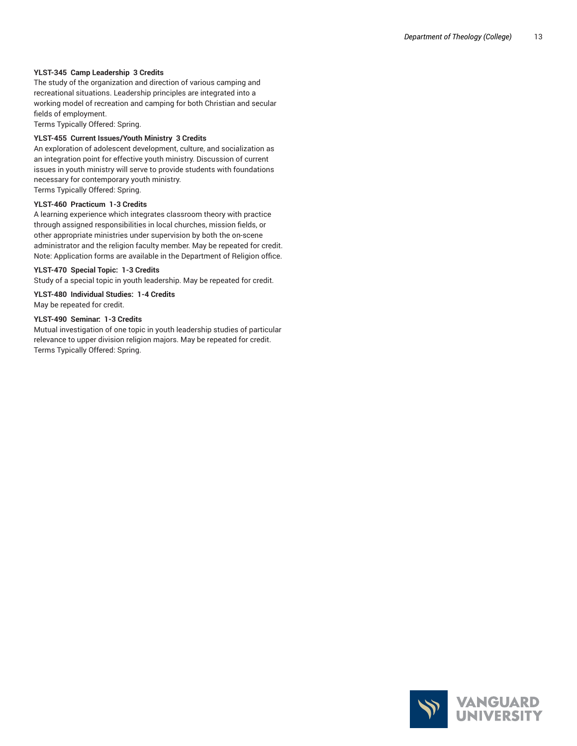**YLST-345 Camp Leadership 3 Credits**

The study of the organization and direction of various camping and recreational situations. Leadership principles are integrated into a working model of recreation and camping for both Christian and secular fields of employment.
Terms Typically Offered: Spring.

**YLST-455 Current Issues/Youth Ministry 3 Credits**

An exploration of adolescent development, culture, and socialization as an integration point for effective youth ministry. Discussion of current issues in youth ministry will serve to provide students with foundations necessary for contemporary youth ministry.
Terms Typically Offered: Spring.

**YLST-460 Practicum 1-3 Credits**

A learning experience which integrates classroom theory with practice through assigned responsibilities in local churches, mission fields, or other appropriate ministries under supervision by both the on-scene administrator and the religion faculty member. May be repeated for credit. Note: Application forms are available in the Department of Religion office.

**YLST-470 Special Topic: 1-3 Credits**

Study of a special topic in youth leadership. May be repeated for credit.

**YLST-480 Individual Studies: 1-4 Credits**

May be repeated for credit.

**YLST-490 Seminar: 1-3 Credits**

Mutual investigation of one topic in youth leadership studies of particular relevance to upper division religion majors. May be repeated for credit.
Terms Typically Offered: Spring.